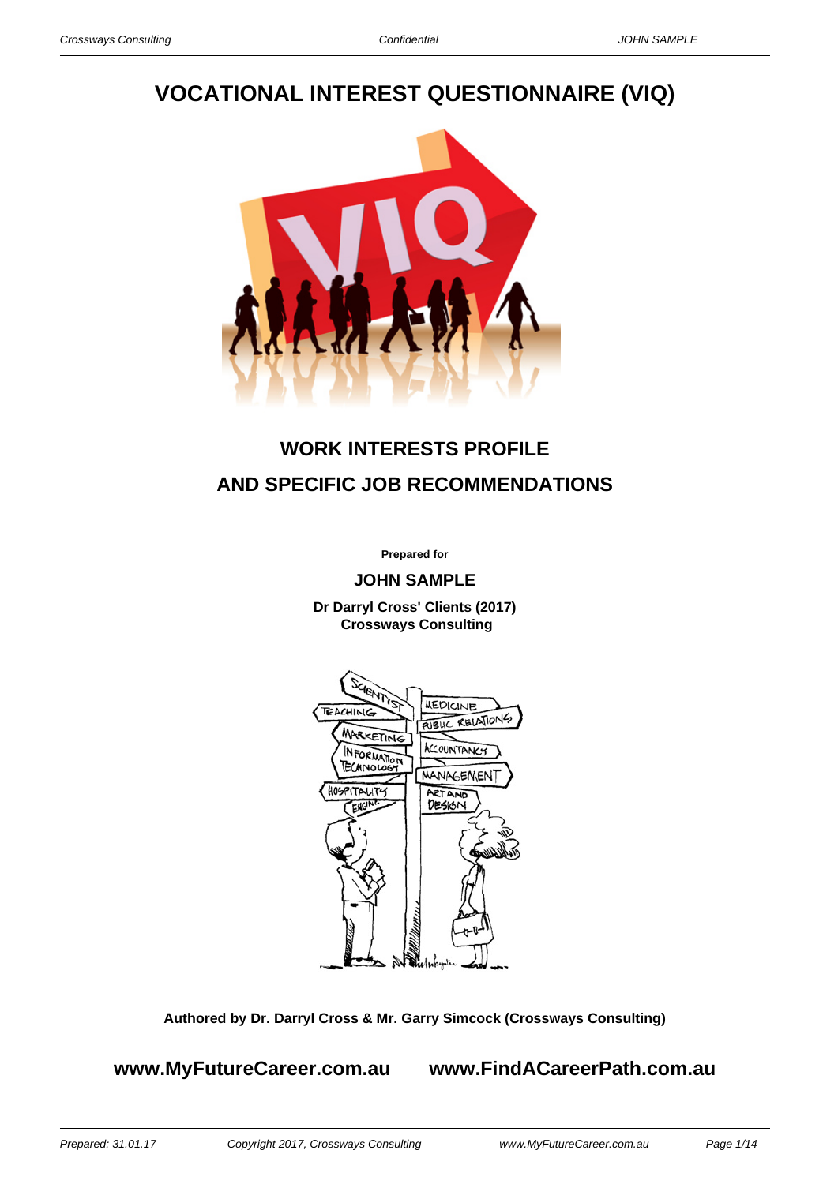# VOCATIONAL INTEREST QUESTIONNAIRE (VIQ)

## WORK INTERESTS PROFILE

## AND SPECIFIC JOB RECOMMENDATIONS

**Prepared for**

**JOHN SAMPLE**

**Dr Darryl Cross' Clients (2017)**
**Crossways Consulting**

**Authored by Dr. Darryl Cross & Mr. Garry Simcock (Crossways Consulting)**

**www.MyFutureCareer.com.au** **www.FindACareerPath.com.au**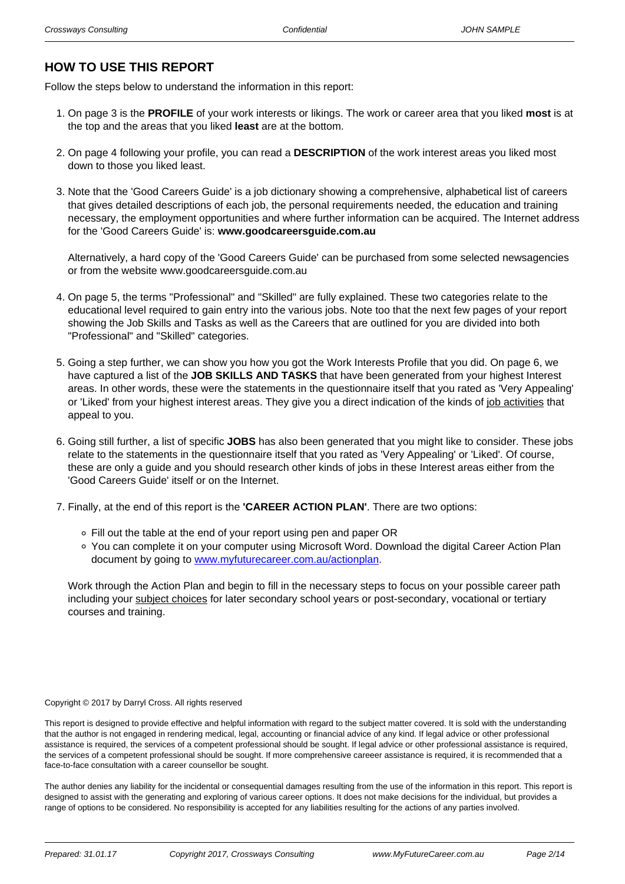## HOW TO USE THIS REPORT

Follow the steps below to understand the information in this report:

1. On page 3 is the **PROFILE** of your work interests or likings. The work or career area that you liked **most** is at the top and the areas that you liked **least** are at the bottom.

2. On page 4 following your profile, you can read a **DESCRIPTION** of the work interest areas you liked most down to those you liked least.

3. Note that the 'Good Careers Guide' is a job dictionary showing a comprehensive, alphabetical list of careers that gives detailed descriptions of each job, the personal requirements needed, the education and training necessary, the employment opportunities and where further information can be acquired. The Internet address for the 'Good Careers Guide' is: **www.goodcareersguide.com.au**

   Alternatively, a hard copy of the 'Good Careers Guide' can be purchased from some selected newsagencies or from the website www.goodcareersguide.com.au

4. On page 5, the terms "Professional" and "Skilled" are fully explained. These two categories relate to the educational level required to gain entry into the various jobs. Note too that the next few pages of your report showing the Job Skills and Tasks as well as the Careers that are outlined for you are divided into both "Professional" and "Skilled" categories.

5. Going a step further, we can show you how you got the Work Interests Profile that you did. On page 6, we have captured a list of the **JOB SKILLS AND TASKS** that have been generated from your highest Interest areas. In other words, these were the statements in the questionnaire itself that you rated as 'Very Appealing' or 'Liked' from your highest interest areas. They give you a direct indication of the kinds of job activities that appeal to you.

6. Going still further, a list of specific **JOBS** has also been generated that you might like to consider. These jobs relate to the statements in the questionnaire itself that you rated as 'Very Appealing' or 'Liked'. Of course, these are only a guide and you should research other kinds of jobs in these Interest areas either from the 'Good Careers Guide' itself or on the Internet.

7. Finally, at the end of this report is the **'CAREER ACTION PLAN'**. There are two options:

   - Fill out the table at the end of your report using pen and paper OR
   - You can complete it on your computer using Microsoft Word. Download the digital Career Action Plan document by going to www.myfuturecareer.com.au/actionplan.

   Work through the Action Plan and begin to fill in the necessary steps to focus on your possible career path including your subject choices for later secondary school years or post-secondary, vocational or tertiary courses and training.

Copyright © 2017 by Darryl Cross. All rights reserved

This report is designed to provide effective and helpful information with regard to the subject matter covered. It is sold with the understanding that the author is not engaged in rendering medical, legal, accounting or financial advice of any kind. If legal advice or other professional assistance is required, the services of a competent professional should be sought. If legal advice or other professional assistance is required, the services of a competent professional should be sought. If more comprehensive careeer assistance is required, it is recommended that a face-to-face consultation with a career counsellor be sought.

The author denies any liability for the incidental or consequential damages resulting from the use of the information in this report. This report is designed to assist with the generating and exploring of various career options. It does not make decisions for the individual, but provides a range of options to be considered. No responsibility is accepted for any liabilities resulting for the actions of any parties involved.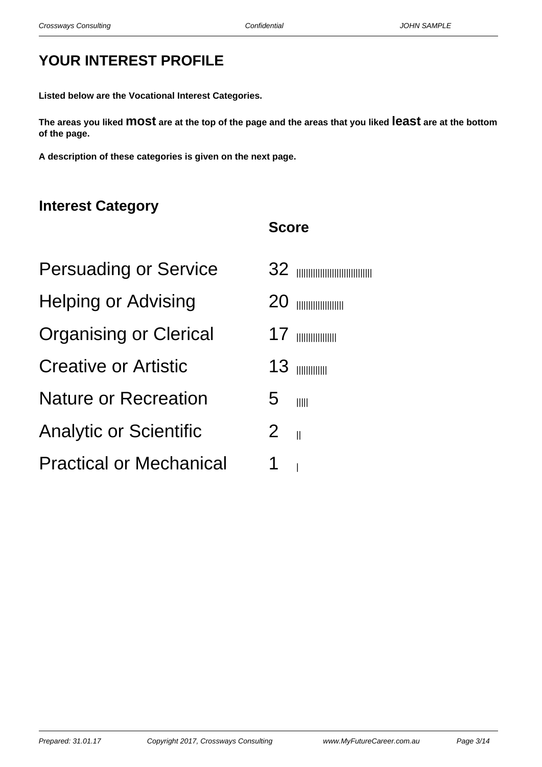# YOUR INTEREST PROFILE

**Listed below are the Vocational Interest Categories.**

**The areas you liked most are at the top of the page and the areas that you liked least are at the bottom of the page.**

**A description of these categories is given on the next page.**

## Interest Category

| Interest Category | Score | |
|---|---|---|
| Persuading or Service | 32 | |||||||||||||||||||||||||||||||| |
| Helping or Advising | 20 | |||||||||||||||||||| |
| Organising or Clerical | 17 | ||||||||||||||||| |
| Creative or Artistic | 13 | ||||||||||||| |
| Nature or Recreation | 5 | ||||| |
| Analytic or Scientific | 2 | || |
| Practical or Mechanical | 1 | | |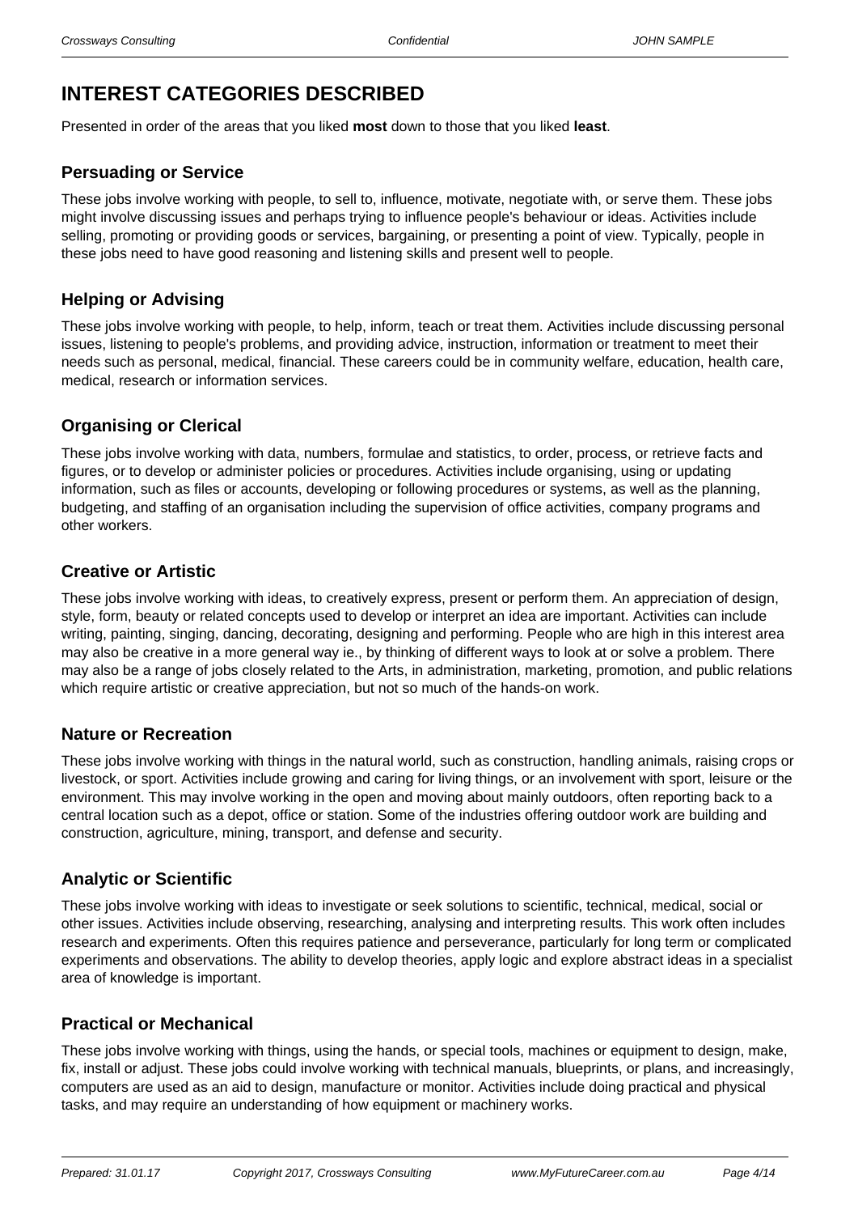# INTEREST CATEGORIES DESCRIBED

Presented in order of the areas that you liked **most** down to those that you liked **least**.

## Persuading or Service

These jobs involve working with people, to sell to, influence, motivate, negotiate with, or serve them. These jobs might involve discussing issues and perhaps trying to influence people's behaviour or ideas. Activities include selling, promoting or providing goods or services, bargaining, or presenting a point of view. Typically, people in these jobs need to have good reasoning and listening skills and present well to people.

## Helping or Advising

These jobs involve working with people, to help, inform, teach or treat them. Activities include discussing personal issues, listening to people's problems, and providing advice, instruction, information or treatment to meet their needs such as personal, medical, financial. These careers could be in community welfare, education, health care, medical, research or information services.

## Organising or Clerical

These jobs involve working with data, numbers, formulae and statistics, to order, process, or retrieve facts and figures, or to develop or administer policies or procedures. Activities include organising, using or updating information, such as files or accounts, developing or following procedures or systems, as well as the planning, budgeting, and staffing of an organisation including the supervision of office activities, company programs and other workers.

## Creative or Artistic

These jobs involve working with ideas, to creatively express, present or perform them. An appreciation of design, style, form, beauty or related concepts used to develop or interpret an idea are important. Activities can include writing, painting, singing, dancing, decorating, designing and performing. People who are high in this interest area may also be creative in a more general way ie., by thinking of different ways to look at or solve a problem. There may also be a range of jobs closely related to the Arts, in administration, marketing, promotion, and public relations which require artistic or creative appreciation, but not so much of the hands-on work.

## Nature or Recreation

These jobs involve working with things in the natural world, such as construction, handling animals, raising crops or livestock, or sport. Activities include growing and caring for living things, or an involvement with sport, leisure or the environment. This may involve working in the open and moving about mainly outdoors, often reporting back to a central location such as a depot, office or station. Some of the industries offering outdoor work are building and construction, agriculture, mining, transport, and defense and security.

## Analytic or Scientific

These jobs involve working with ideas to investigate or seek solutions to scientific, technical, medical, social or other issues. Activities include observing, researching, analysing and interpreting results. This work often includes research and experiments. Often this requires patience and perseverance, particularly for long term or complicated experiments and observations. The ability to develop theories, apply logic and explore abstract ideas in a specialist area of knowledge is important.

## Practical or Mechanical

These jobs involve working with things, using the hands, or special tools, machines or equipment to design, make, fix, install or adjust. These jobs could involve working with technical manuals, blueprints, or plans, and increasingly, computers are used as an aid to design, manufacture or monitor. Activities include doing practical and physical tasks, and may require an understanding of how equipment or machinery works.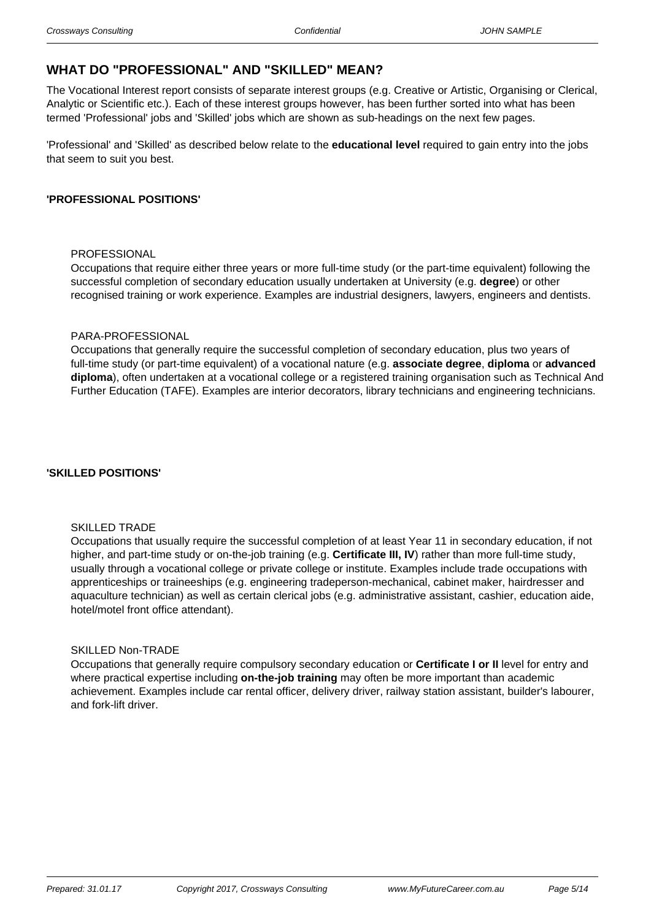## WHAT DO "PROFESSIONAL" AND "SKILLED" MEAN?

The Vocational Interest report consists of separate interest groups (e.g. Creative or Artistic, Organising or Clerical, Analytic or Scientific etc.). Each of these interest groups however, has been further sorted into what has been termed 'Professional' jobs and 'Skilled' jobs which are shown as sub-headings on the next few pages.

'Professional' and 'Skilled' as described below relate to the **educational level** required to gain entry into the jobs that seem to suit you best.

### 'PROFESSIONAL POSITIONS'

PROFESSIONAL

Occupations that require either three years or more full-time study (or the part-time equivalent) following the successful completion of secondary education usually undertaken at University (e.g. **degree**) or other recognised training or work experience. Examples are industrial designers, lawyers, engineers and dentists.

PARA-PROFESSIONAL

Occupations that generally require the successful completion of secondary education, plus two years of full-time study (or part-time equivalent) of a vocational nature (e.g. **associate degree**, **diploma** or **advanced diploma**), often undertaken at a vocational college or a registered training organisation such as Technical And Further Education (TAFE). Examples are interior decorators, library technicians and engineering technicians.

### 'SKILLED POSITIONS'

SKILLED TRADE

Occupations that usually require the successful completion of at least Year 11 in secondary education, if not higher, and part-time study or on-the-job training (e.g. **Certificate III, IV**) rather than more full-time study, usually through a vocational college or private college or institute. Examples include trade occupations with apprenticeships or traineeships (e.g. engineering tradeperson-mechanical, cabinet maker, hairdresser and aquaculture technician) as well as certain clerical jobs (e.g. administrative assistant, cashier, education aide, hotel/motel front office attendant).

SKILLED Non-TRADE

Occupations that generally require compulsory secondary education or **Certificate I or II** level for entry and where practical expertise including **on-the-job training** may often be more important than academic achievement. Examples include car rental officer, delivery driver, railway station assistant, builder's labourer, and fork-lift driver.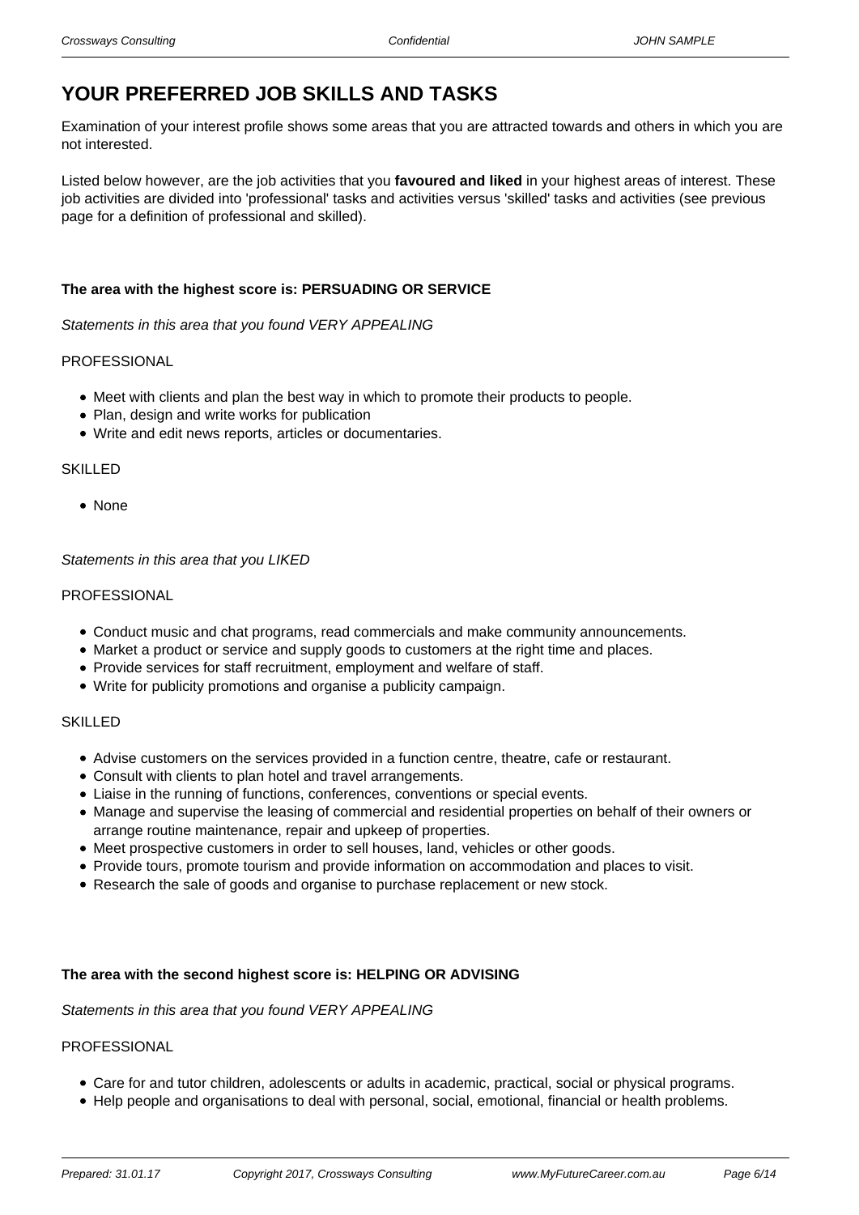# YOUR PREFERRED JOB SKILLS AND TASKS

Examination of your interest profile shows some areas that you are attracted towards and others in which you are not interested.

Listed below however, are the job activities that you **favoured and liked** in your highest areas of interest. These job activities are divided into 'professional' tasks and activities versus 'skilled' tasks and activities (see previous page for a definition of professional and skilled).

**The area with the highest score is: PERSUADING OR SERVICE**

*Statements in this area that you found VERY APPEALING*

PROFESSIONAL

- Meet with clients and plan the best way in which to promote their products to people.
- Plan, design and write works for publication
- Write and edit news reports, articles or documentaries.

SKILLED

- None

*Statements in this area that you LIKED*

PROFESSIONAL

- Conduct music and chat programs, read commercials and make community announcements.
- Market a product or service and supply goods to customers at the right time and places.
- Provide services for staff recruitment, employment and welfare of staff.
- Write for publicity promotions and organise a publicity campaign.

SKILLED

- Advise customers on the services provided in a function centre, theatre, cafe or restaurant.
- Consult with clients to plan hotel and travel arrangements.
- Liaise in the running of functions, conferences, conventions or special events.
- Manage and supervise the leasing of commercial and residential properties on behalf of their owners or arrange routine maintenance, repair and upkeep of properties.
- Meet prospective customers in order to sell houses, land, vehicles or other goods.
- Provide tours, promote tourism and provide information on accommodation and places to visit.
- Research the sale of goods and organise to purchase replacement or new stock.

**The area with the second highest score is: HELPING OR ADVISING**

*Statements in this area that you found VERY APPEALING*

PROFESSIONAL

- Care for and tutor children, adolescents or adults in academic, practical, social or physical programs.
- Help people and organisations to deal with personal, social, emotional, financial or health problems.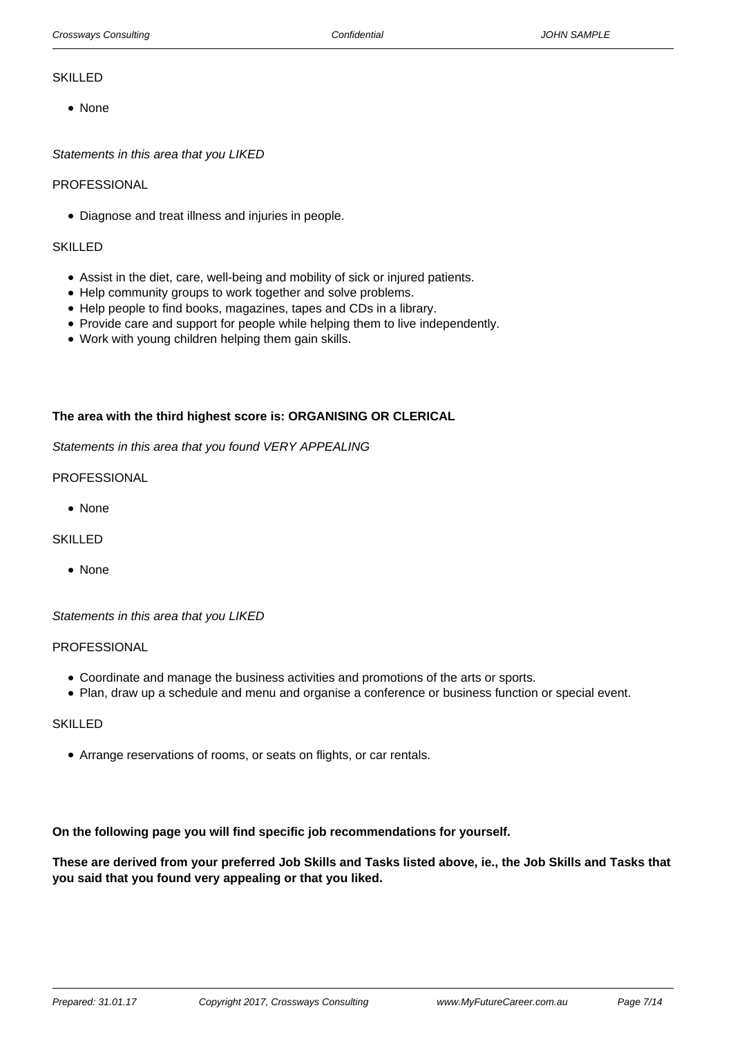SKILLED

- None

*Statements in this area that you LIKED*

PROFESSIONAL

- Diagnose and treat illness and injuries in people.

SKILLED

- Assist in the diet, care, well-being and mobility of sick or injured patients.
- Help community groups to work together and solve problems.
- Help people to find books, magazines, tapes and CDs in a library.
- Provide care and support for people while helping them to live independently.
- Work with young children helping them gain skills.

**The area with the third highest score is: ORGANISING OR CLERICAL**

*Statements in this area that you found VERY APPEALING*

PROFESSIONAL

- None

SKILLED

- None

*Statements in this area that you LIKED*

PROFESSIONAL

- Coordinate and manage the business activities and promotions of the arts or sports.
- Plan, draw up a schedule and menu and organise a conference or business function or special event.

SKILLED

- Arrange reservations of rooms, or seats on flights, or car rentals.

**On the following page you will find specific job recommendations for yourself.**

**These are derived from your preferred Job Skills and Tasks listed above, ie., the Job Skills and Tasks that you said that you found very appealing or that you liked.**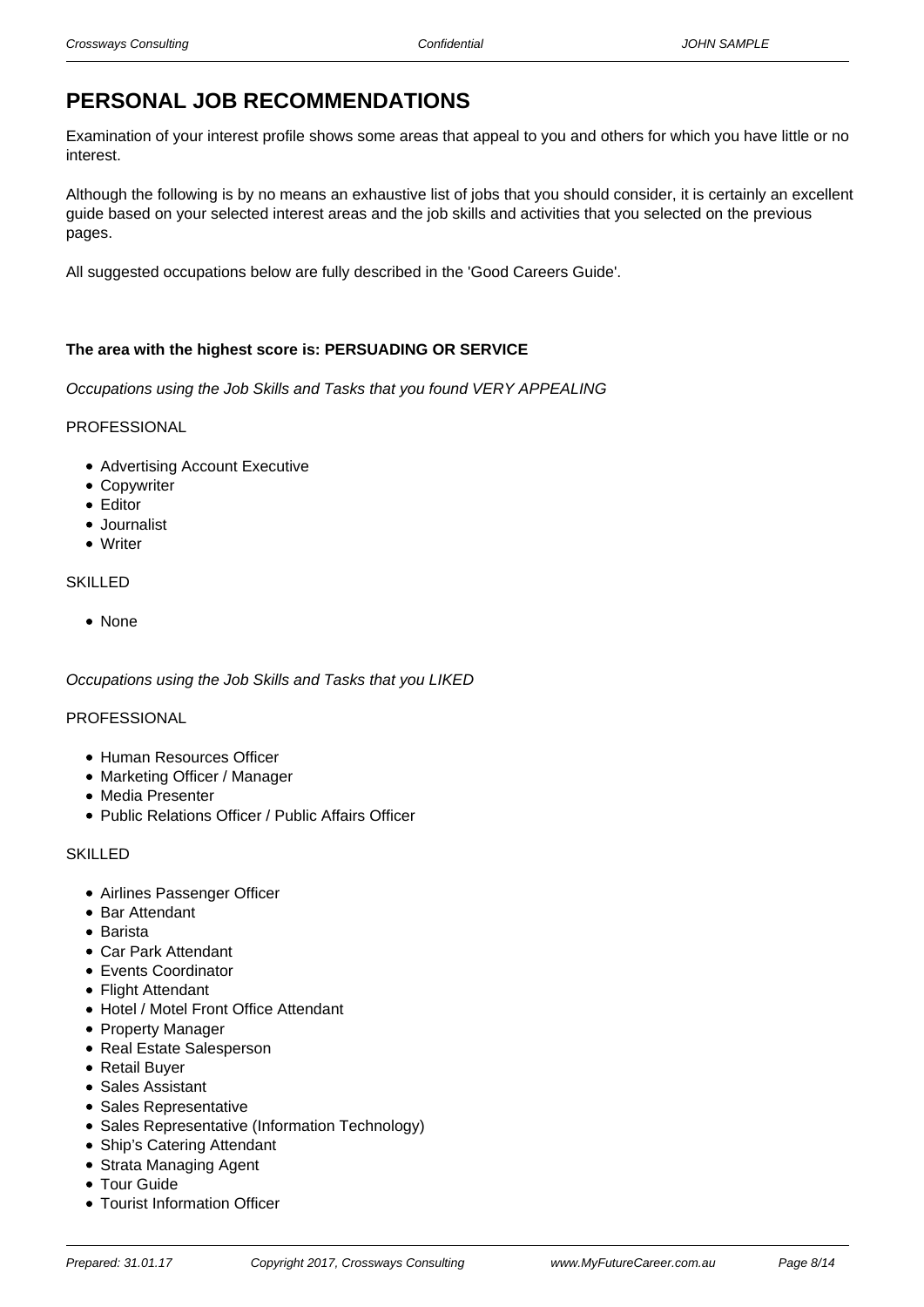# PERSONAL JOB RECOMMENDATIONS

Examination of your interest profile shows some areas that appeal to you and others for which you have little or no interest.

Although the following is by no means an exhaustive list of jobs that you should consider, it is certainly an excellent guide based on your selected interest areas and the job skills and activities that you selected on the previous pages.

All suggested occupations below are fully described in the 'Good Careers Guide'.

**The area with the highest score is: PERSUADING OR SERVICE**

*Occupations using the Job Skills and Tasks that you found VERY APPEALING*

PROFESSIONAL

- Advertising Account Executive
- Copywriter
- Editor
- Journalist
- Writer

SKILLED

- None

*Occupations using the Job Skills and Tasks that you LIKED*

PROFESSIONAL

- Human Resources Officer
- Marketing Officer / Manager
- Media Presenter
- Public Relations Officer / Public Affairs Officer

SKILLED

- Airlines Passenger Officer
- Bar Attendant
- Barista
- Car Park Attendant
- Events Coordinator
- Flight Attendant
- Hotel / Motel Front Office Attendant
- Property Manager
- Real Estate Salesperson
- Retail Buyer
- Sales Assistant
- Sales Representative
- Sales Representative (Information Technology)
- Ship's Catering Attendant
- Strata Managing Agent
- Tour Guide
- Tourist Information Officer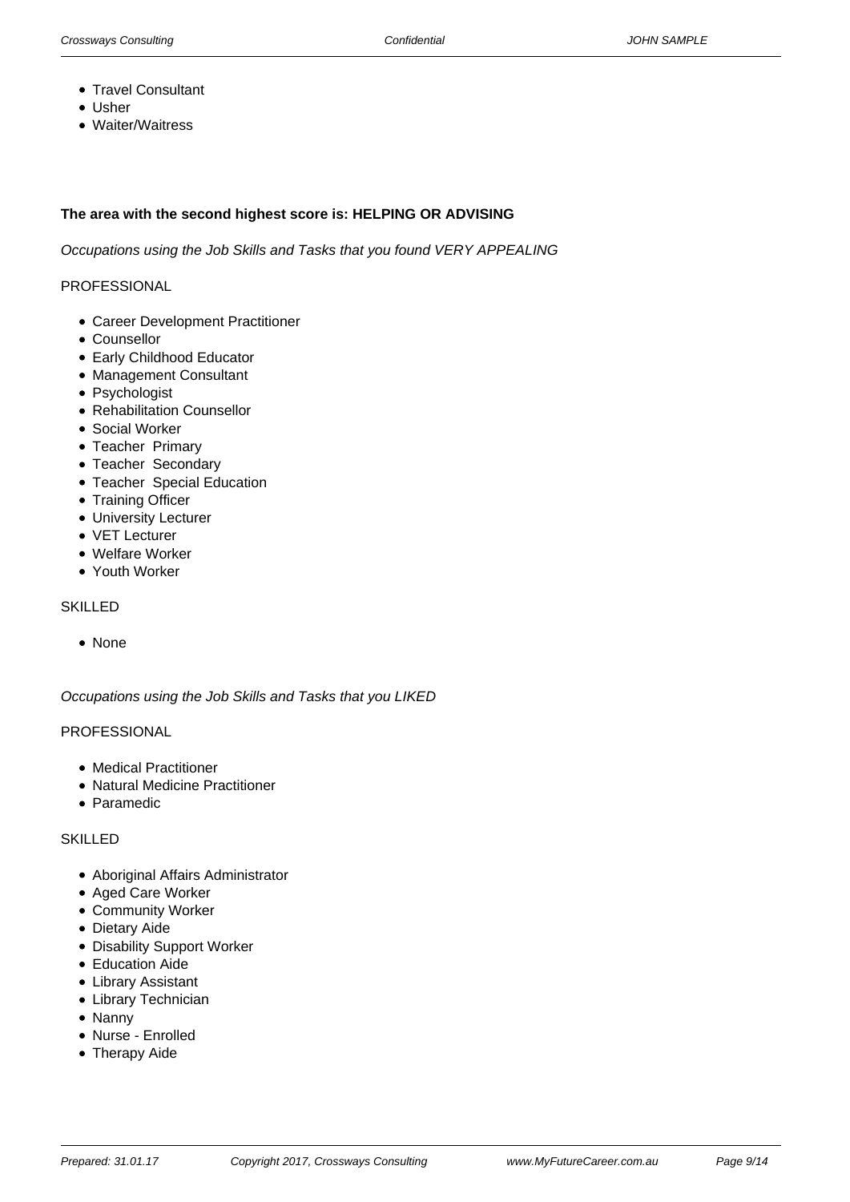- Travel Consultant
- Usher
- Waiter/Waitress

**The area with the second highest score is: HELPING OR ADVISING**

*Occupations using the Job Skills and Tasks that you found VERY APPEALING*

PROFESSIONAL

- Career Development Practitioner
- Counsellor
- Early Childhood Educator
- Management Consultant
- Psychologist
- Rehabilitation Counsellor
- Social Worker
- Teacher  Primary
- Teacher  Secondary
- Teacher  Special Education
- Training Officer
- University Lecturer
- VET Lecturer
- Welfare Worker
- Youth Worker

SKILLED

- None

*Occupations using the Job Skills and Tasks that you LIKED*

PROFESSIONAL

- Medical Practitioner
- Natural Medicine Practitioner
- Paramedic

SKILLED

- Aboriginal Affairs Administrator
- Aged Care Worker
- Community Worker
- Dietary Aide
- Disability Support Worker
- Education Aide
- Library Assistant
- Library Technician
- Nanny
- Nurse - Enrolled
- Therapy Aide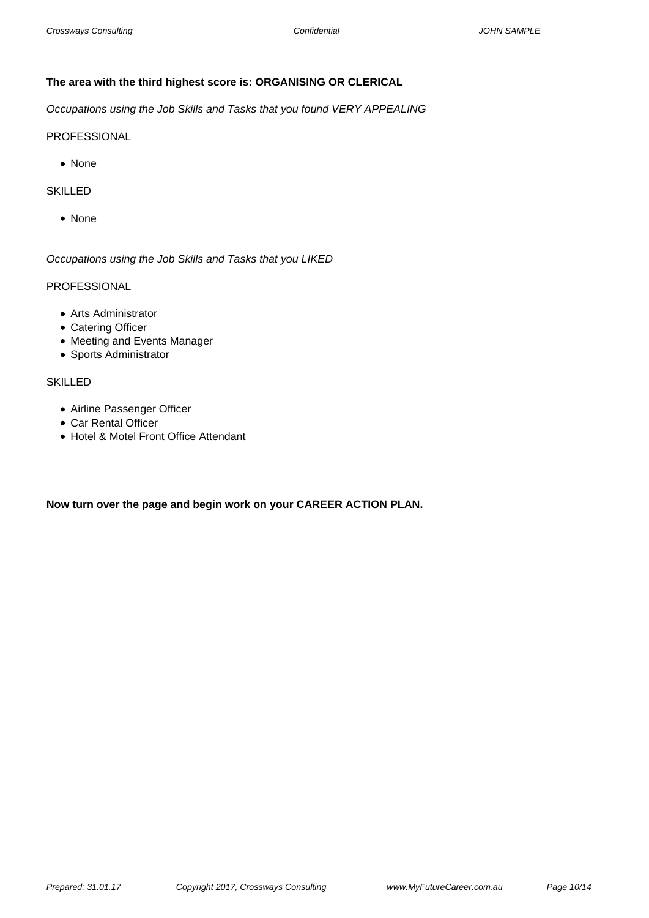**The area with the third highest score is: ORGANISING OR CLERICAL**

*Occupations using the Job Skills and Tasks that you found VERY APPEALING*

PROFESSIONAL

- None

SKILLED

- None

*Occupations using the Job Skills and Tasks that you LIKED*

PROFESSIONAL

- Arts Administrator
- Catering Officer
- Meeting and Events Manager
- Sports Administrator

SKILLED

- Airline Passenger Officer
- Car Rental Officer
- Hotel & Motel Front Office Attendant

**Now turn over the page and begin work on your CAREER ACTION PLAN.**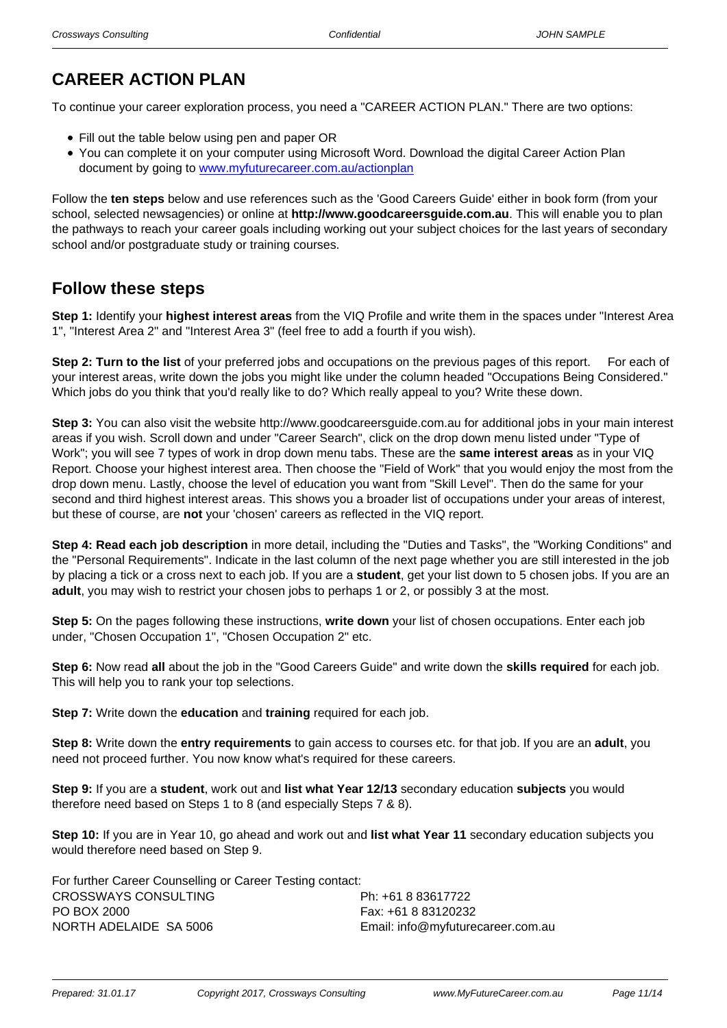## CAREER ACTION PLAN

To continue your career exploration process, you need a "CAREER ACTION PLAN." There are two options:

- Fill out the table below using pen and paper OR
- You can complete it on your computer using Microsoft Word. Download the digital Career Action Plan document by going to www.myfuturecareer.com.au/actionplan

Follow the **ten steps** below and use references such as the 'Good Careers Guide' either in book form (from your school, selected newsagencies) or online at **http://www.goodcareersguide.com.au**. This will enable you to plan the pathways to reach your career goals including working out your subject choices for the last years of secondary school and/or postgraduate study or training courses.

## Follow these steps

**Step 1:** Identify your **highest interest areas** from the VIQ Profile and write them in the spaces under "Interest Area 1", "Interest Area 2" and "Interest Area 3" (feel free to add a fourth if you wish).

**Step 2: Turn to the list** of your preferred jobs and occupations on the previous pages of this report. For each of your interest areas, write down the jobs you might like under the column headed "Occupations Being Considered." Which jobs do you think that you'd really like to do? Which really appeal to you? Write these down.

**Step 3:** You can also visit the website http://www.goodcareersguide.com.au for additional jobs in your main interest areas if you wish. Scroll down and under "Career Search", click on the drop down menu listed under "Type of Work"; you will see 7 types of work in drop down menu tabs. These are the **same interest areas** as in your VIQ Report. Choose your highest interest area. Then choose the "Field of Work" that you would enjoy the most from the drop down menu. Lastly, choose the level of education you want from "Skill Level". Then do the same for your second and third highest interest areas. This shows you a broader list of occupations under your areas of interest, but these of course, are **not** your 'chosen' careers as reflected in the VIQ report.

**Step 4: Read each job description** in more detail, including the "Duties and Tasks", the "Working Conditions" and the "Personal Requirements". Indicate in the last column of the next page whether you are still interested in the job by placing a tick or a cross next to each job. If you are a **student**, get your list down to 5 chosen jobs. If you are an **adult**, you may wish to restrict your chosen jobs to perhaps 1 or 2, or possibly 3 at the most.

**Step 5:** On the pages following these instructions, **write down** your list of chosen occupations. Enter each job under, "Chosen Occupation 1", "Chosen Occupation 2" etc.

**Step 6:** Now read **all** about the job in the "Good Careers Guide" and write down the **skills required** for each job. This will help you to rank your top selections.

**Step 7:** Write down the **education** and **training** required for each job.

**Step 8:** Write down the **entry requirements** to gain access to courses etc. for that job. If you are an **adult**, you need not proceed further. You now know what's required for these careers.

**Step 9:** If you are a **student**, work out and **list what Year 12/13** secondary education **subjects** you would therefore need based on Steps 1 to 8 (and especially Steps 7 & 8).

**Step 10:** If you are in Year 10, go ahead and work out and **list what Year 11** secondary education subjects you would therefore need based on Step 9.

For further Career Counselling or Career Testing contact:

CROSSWAYS CONSULTING
PO BOX 2000
NORTH ADELAIDE SA 5006

Ph: +61 8 83617722
Fax: +61 8 83120232
Email: info@myfuturecareer.com.au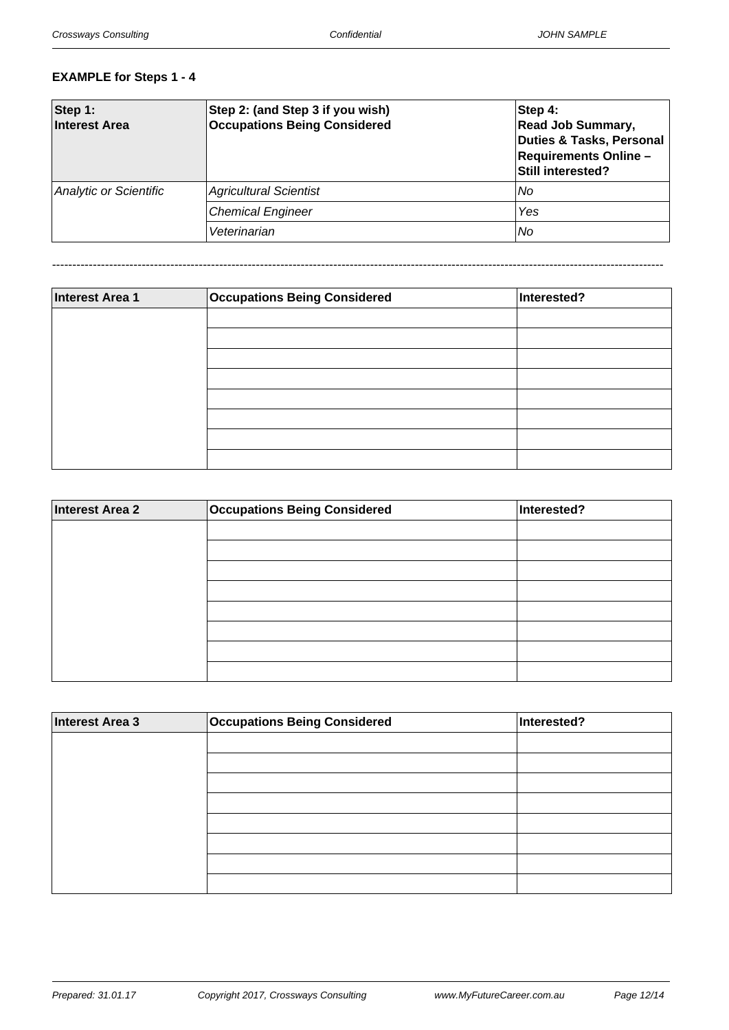**EXAMPLE for Steps 1 - 4**

| Step 1: Interest Area | Step 2: (and Step 3 if you wish) Occupations Being Considered | Step 4: Read Job Summary, Duties & Tasks, Personal Requirements Online – Still interested? |
|---|---|---|
| *Analytic or Scientific* | *Agricultural Scientist* | *No* |
| | *Chemical Engineer* | *Yes* |
| | *Veterinarian* | *No* |

---

| Interest Area 1 | Occupations Being Considered | Interested? |
|---|---|---|
| | | |
| | | |
| | | |
| | | |
| | | |
| | | |
| | | |
| | | |

| Interest Area 2 | Occupations Being Considered | Interested? |
|---|---|---|
| | | |
| | | |
| | | |
| | | |
| | | |
| | | |
| | | |
| | | |

| Interest Area 3 | Occupations Being Considered | Interested? |
|---|---|---|
| | | |
| | | |
| | | |
| | | |
| | | |
| | | |
| | | |
| | | |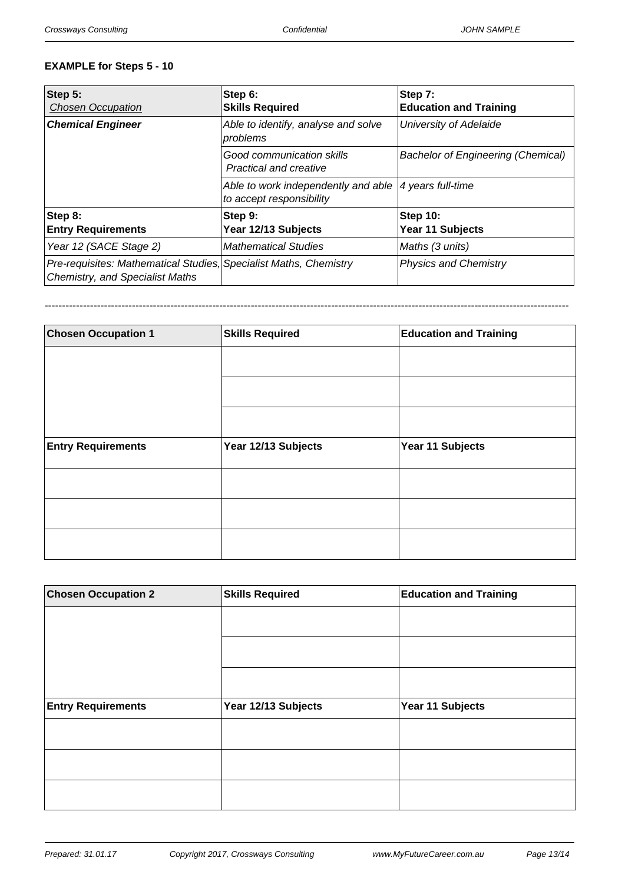**EXAMPLE for Steps 5 - 10**

| Step 5: *Chosen Occupation* | Step 6: **Skills Required** | Step 7: **Education and Training** |
|---|---|---|
| ***Chemical Engineer*** | *Able to identify, analyse and solve problems* | *University of Adelaide* |
| | *Good communication skills Practical and creative* | *Bachelor of Engineering (Chemical)* |
| | *Able to work independently and able to accept responsibility* | *4 years full-time* |
| **Step 8: Entry Requirements** | **Step 9: Year 12/13 Subjects** | **Step 10: Year 11 Subjects** |
| *Year 12 (SACE Stage 2)* | *Mathematical Studies* | *Maths (3 units)* |
| *Pre-requisites: Mathematical Studies, Chemistry, and Specialist Maths* | *Specialist Maths, Chemistry* | *Physics and Chemistry* |

---

| Chosen Occupation 1 | Skills Required | Education and Training |
|---|---|---|
| | | |
| | | |
| | | |
| **Entry Requirements** | **Year 12/13 Subjects** | **Year 11 Subjects** |
| | | |
| | | |
| | | |

| Chosen Occupation 2 | Skills Required | Education and Training |
|---|---|---|
| | | |
| | | |
| | | |
| **Entry Requirements** | **Year 12/13 Subjects** | **Year 11 Subjects** |
| | | |
| | | |
| | | |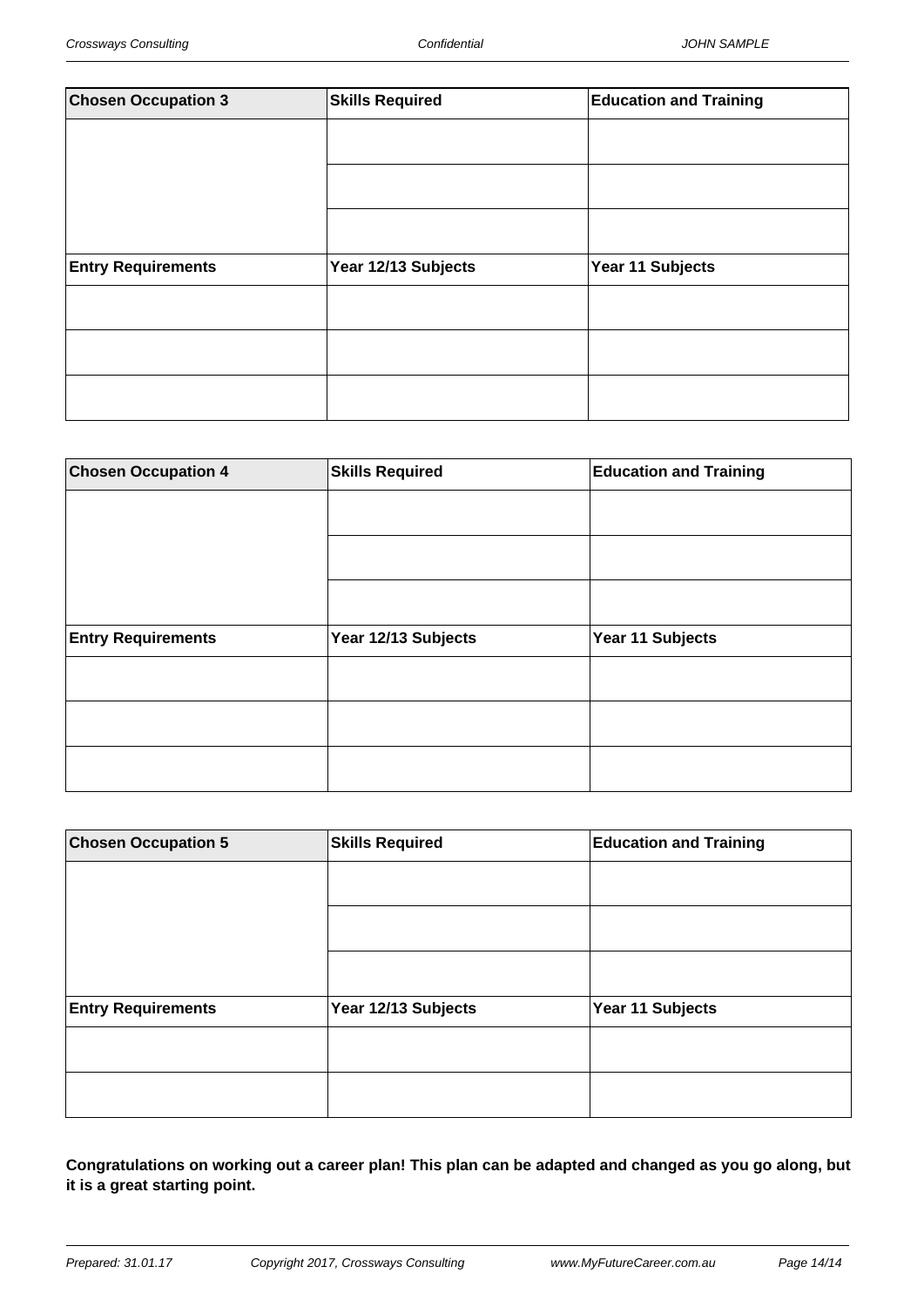| Chosen Occupation 3 | Skills Required | Education and Training |
|---|---|---|
| | | |
| | | |
| | | |
| **Entry Requirements** | **Year 12/13 Subjects** | **Year 11 Subjects** |
| | | |
| | | |
| | | |

| Chosen Occupation 4 | Skills Required | Education and Training |
|---|---|---|
| | | |
| | | |
| | | |
| **Entry Requirements** | **Year 12/13 Subjects** | **Year 11 Subjects** |
| | | |
| | | |
| | | |

| Chosen Occupation 5 | Skills Required | Education and Training |
|---|---|---|
| | | |
| | | |
| | | |
| **Entry Requirements** | **Year 12/13 Subjects** | **Year 11 Subjects** |
| | | |
| | | |

**Congratulations on working out a career plan! This plan can be adapted and changed as you go along, but it is a great starting point.**